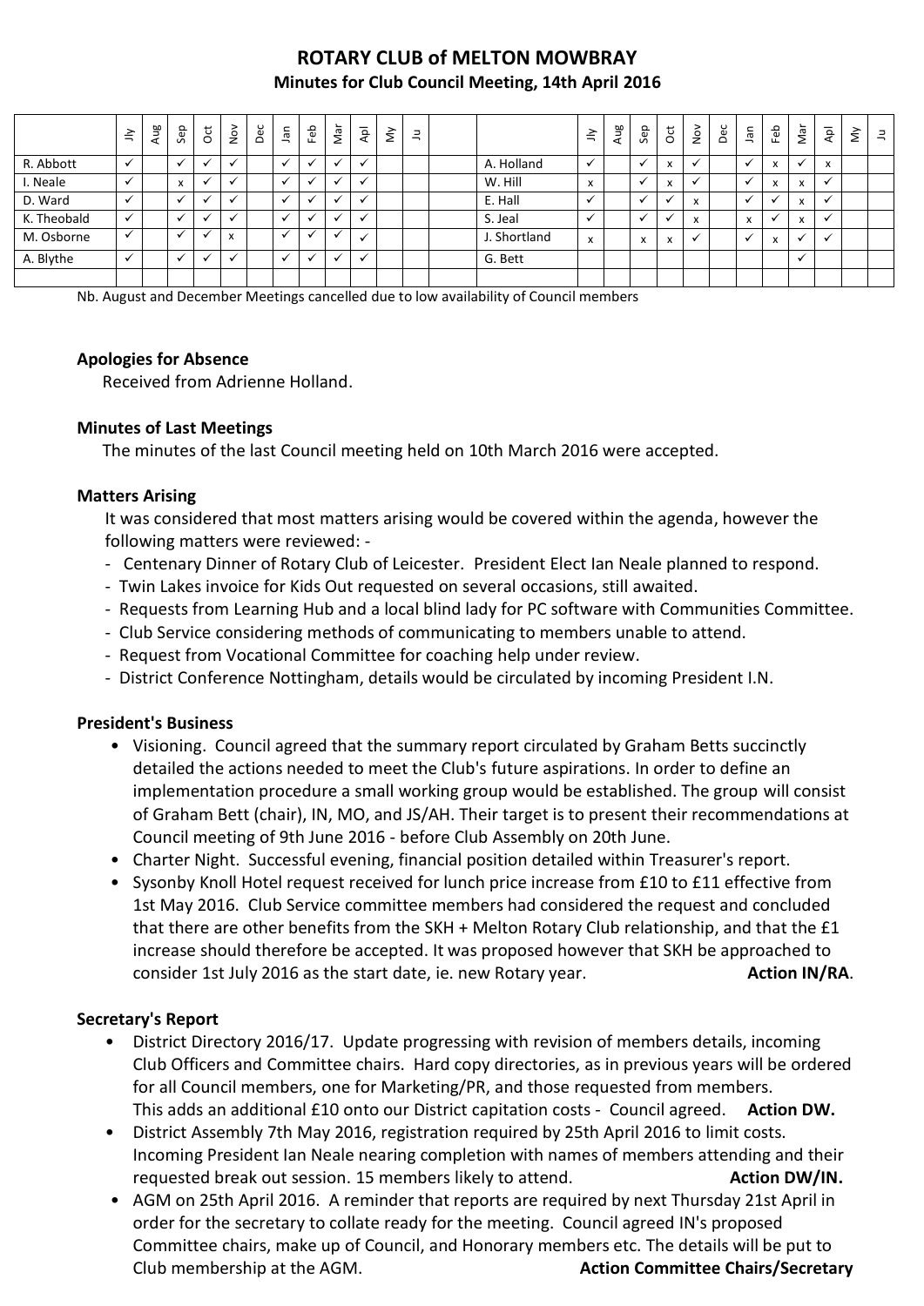# ROTARY CLUB of MELTON MOWBRAY

## Minutes for Club Council Meeting, 14th April 2016

| | Jly | Aug | Sep | Oct | Nov | Dec | Jan | Feb | Mar | Apl | My | Ju | | | Jly | Aug | Sep | Oct | Nov | Dec | Jan | Feb | Mar | Apl | My | Ju |
|---|---|---|---|---|---|---|---|---|---|---|---|---|---|---|---|---|---|---|---|---|---|---|---|---|---|---|
| R. Abbott | ✓ | | ✓ | ✓ | ✓ | | ✓ | ✓ | ✓ | ✓ | | | | A. Holland | ✓ | | ✓ | x | ✓ | | ✓ | x | ✓ | x | | |
| I. Neale | ✓ | | x | ✓ | ✓ | | ✓ | ✓ | ✓ | ✓ | | | | W. Hill | x | | ✓ | x | ✓ | | ✓ | x | x | ✓ | | |
| D. Ward | ✓ | | ✓ | ✓ | ✓ | | ✓ | ✓ | ✓ | ✓ | | | | E. Hall | ✓ | | ✓ | ✓ | x | | ✓ | ✓ | x | ✓ | | |
| K. Theobald | ✓ | | ✓ | ✓ | ✓ | | ✓ | ✓ | ✓ | ✓ | | | | S. Jeal | ✓ | | ✓ | ✓ | x | | x | ✓ | x | ✓ | | |
| M. Osborne | ✓ | | ✓ | ✓ | x | | ✓ | ✓ | ✓ | ✓ | | | | J. Shortland | x | | x | x | ✓ | | ✓ | x | ✓ | ✓ | | |
| A. Blythe | ✓ | | ✓ | ✓ | ✓ | | ✓ | ✓ | ✓ | ✓ | | | | G. Bett | | | | | | | | | ✓ | | | |

Nb. August and December Meetings cancelled due to low availability of Council members

### Apologies for Absence

Received from Adrienne Holland.

### Minutes of Last Meetings

The minutes of the last Council meeting held on 10th March 2016 were accepted.

### Matters Arising

It was considered that most matters arising would be covered within the agenda, however the following matters were reviewed: -

- Centenary Dinner of Rotary Club of Leicester. President Elect Ian Neale planned to respond.
- Twin Lakes invoice for Kids Out requested on several occasions, still awaited.
- Requests from Learning Hub and a local blind lady for PC software with Communities Committee.
- Club Service considering methods of communicating to members unable to attend.
- Request from Vocational Committee for coaching help under review.
- District Conference Nottingham, details would be circulated by incoming President I.N.

### President's Business

- Visioning. Council agreed that the summary report circulated by Graham Betts succinctly detailed the actions needed to meet the Club's future aspirations. In order to define an implementation procedure a small working group would be established. The group will consist of Graham Bett (chair), IN, MO, and JS/AH. Their target is to present their recommendations at Council meeting of 9th June 2016 - before Club Assembly on 20th June.
- Charter Night. Successful evening, financial position detailed within Treasurer's report.
- Sysonby Knoll Hotel request received for lunch price increase from £10 to £11 effective from 1st May 2016. Club Service committee members had considered the request and concluded that there are other benefits from the SKH + Melton Rotary Club relationship, and that the £1 increase should therefore be accepted. It was proposed however that SKH be approached to consider 1st July 2016 as the start date, ie. new Rotary year. **Action IN/RA**.

### Secretary's Report

- District Directory 2016/17. Update progressing with revision of members details, incoming Club Officers and Committee chairs. Hard copy directories, as in previous years will be ordered for all Council members, one for Marketing/PR, and those requested from members. This adds an additional £10 onto our District capitation costs - Council agreed. **Action DW.**
- District Assembly 7th May 2016, registration required by 25th April 2016 to limit costs. Incoming President Ian Neale nearing completion with names of members attending and their requested break out session. 15 members likely to attend. **Action DW/IN.**
- AGM on 25th April 2016. A reminder that reports are required by next Thursday 21st April in order for the secretary to collate ready for the meeting. Council agreed IN's proposed Committee chairs, make up of Council, and Honorary members etc. The details will be put to Club membership at the AGM. **Action Committee Chairs/Secretary**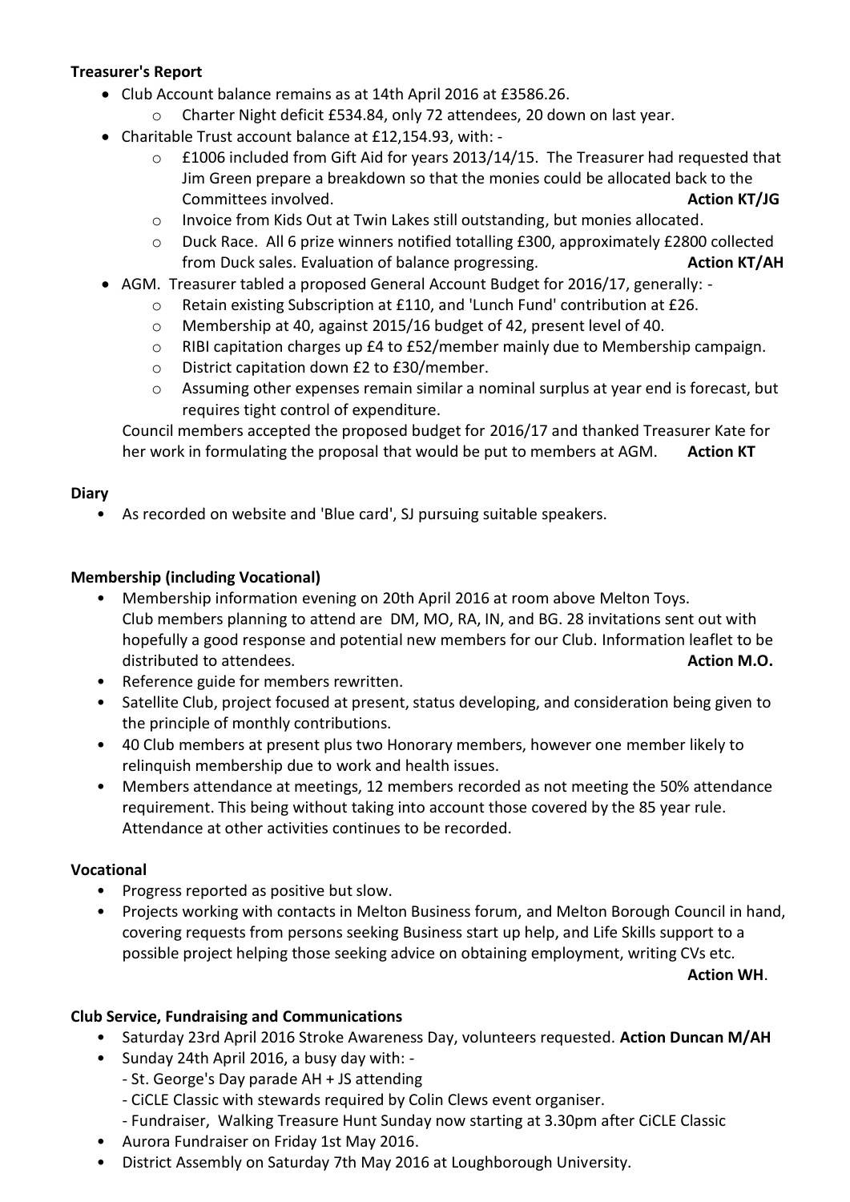**Treasurer's Report**

- Club Account balance remains as at 14th April 2016 at £3586.26.
    - Charter Night deficit £534.84, only 72 attendees, 20 down on last year.
- Charitable Trust account balance at £12,154.93, with: -
    - £1006 included from Gift Aid for years 2013/14/15. The Treasurer had requested that Jim Green prepare a breakdown so that the monies could be allocated back to the Committees involved. **Action KT/JG**
    - Invoice from Kids Out at Twin Lakes still outstanding, but monies allocated.
    - Duck Race. All 6 prize winners notified totalling £300, approximately £2800 collected from Duck sales. Evaluation of balance progressing. **Action KT/AH**
- AGM. Treasurer tabled a proposed General Account Budget for 2016/17, generally: -
    - Retain existing Subscription at £110, and 'Lunch Fund' contribution at £26.
    - Membership at 40, against 2015/16 budget of 42, present level of 40.
    - RIBI capitation charges up £4 to £52/member mainly due to Membership campaign.
    - District capitation down £2 to £30/member.
    - Assuming other expenses remain similar a nominal surplus at year end is forecast, but requires tight control of expenditure.

  Council members accepted the proposed budget for 2016/17 and thanked Treasurer Kate for her work in formulating the proposal that would be put to members at AGM. **Action KT**

**Diary**

- As recorded on website and 'Blue card', SJ pursuing suitable speakers.

**Membership (including Vocational)**

- Membership information evening on 20th April 2016 at room above Melton Toys. Club members planning to attend are DM, MO, RA, IN, and BG. 28 invitations sent out with hopefully a good response and potential new members for our Club. Information leaflet to be distributed to attendees. **Action M.O.**
- Reference guide for members rewritten.
- Satellite Club, project focused at present, status developing, and consideration being given to the principle of monthly contributions.
- 40 Club members at present plus two Honorary members, however one member likely to relinquish membership due to work and health issues.
- Members attendance at meetings, 12 members recorded as not meeting the 50% attendance requirement. This being without taking into account those covered by the 85 year rule. Attendance at other activities continues to be recorded.

**Vocational**

- Progress reported as positive but slow.
- Projects working with contacts in Melton Business forum, and Melton Borough Council in hand, covering requests from persons seeking Business start up help, and Life Skills support to a possible project helping those seeking advice on obtaining employment, writing CVs etc. **Action WH**.

**Club Service, Fundraising and Communications**

- Saturday 23rd April 2016 Stroke Awareness Day, volunteers requested. **Action Duncan M/AH**
- Sunday 24th April 2016, a busy day with: -
  - St. George's Day parade AH + JS attending
  - CiCLE Classic with stewards required by Colin Clews event organiser.
  - Fundraiser, Walking Treasure Hunt Sunday now starting at 3.30pm after CiCLE Classic
- Aurora Fundraiser on Friday 1st May 2016.
- District Assembly on Saturday 7th May 2016 at Loughborough University.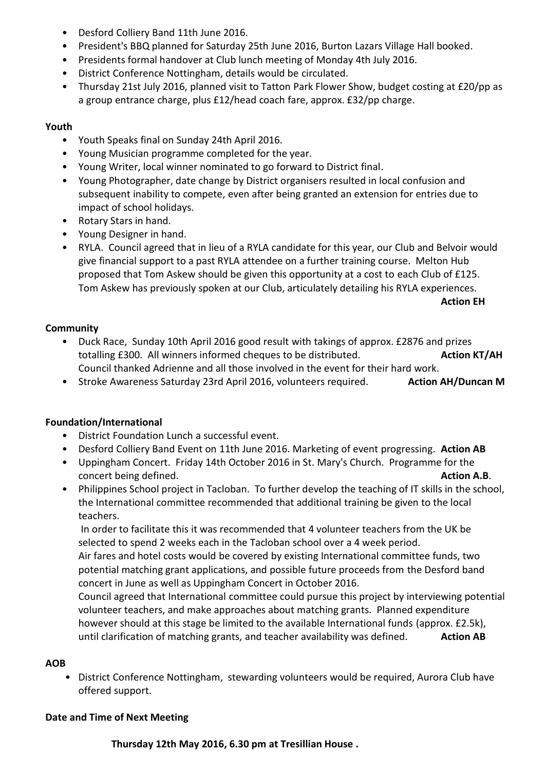- Desford Colliery Band 11th June 2016.
- President's BBQ planned for Saturday 25th June 2016, Burton Lazars Village Hall booked.
- Presidents formal handover at Club lunch meeting of Monday 4th July 2016.
- District Conference Nottingham, details would be circulated.
- Thursday 21st July 2016, planned visit to Tatton Park Flower Show, budget costing at £20/pp as a group entrance charge, plus £12/head coach fare, approx. £32/pp charge.

**Youth**

- Youth Speaks final on Sunday 24th April 2016.
- Young Musician programme completed for the year.
- Young Writer, local winner nominated to go forward to District final.
- Young Photographer, date change by District organisers resulted in local confusion and subsequent inability to compete, even after being granted an extension for entries due to impact of school holidays.
- Rotary Stars in hand.
- Young Designer in hand.
- RYLA. Council agreed that in lieu of a RYLA candidate for this year, our Club and Belvoir would give financial support to a past RYLA attendee on a further training course. Melton Hub proposed that Tom Askew should be given this opportunity at a cost to each Club of £125. Tom Askew has previously spoken at our Club, articulately detailing his RYLA experiences. **Action EH**

**Community**

- Duck Race, Sunday 10th April 2016 good result with takings of approx. £2876 and prizes totalling £300. All winners informed cheques to be distributed. **Action KT/AH**
  Council thanked Adrienne and all those involved in the event for their hard work.
- Stroke Awareness Saturday 23rd April 2016, volunteers required. **Action AH/Duncan M**

**Foundation/International**

- District Foundation Lunch a successful event.
- Desford Colliery Band Event on 11th June 2016. Marketing of event progressing. **Action AB**
- Uppingham Concert. Friday 14th October 2016 in St. Mary's Church. Programme for the concert being defined. **Action A.B**.
- Philippines School project in Tacloban. To further develop the teaching of IT skills in the school, the International committee recommended that additional training be given to the local teachers.
  In order to facilitate this it was recommended that 4 volunteer teachers from the UK be selected to spend 2 weeks each in the Tacloban school over a 4 week period.
  Air fares and hotel costs would be covered by existing International committee funds, two potential matching grant applications, and possible future proceeds from the Desford band concert in June as well as Uppingham Concert in October 2016.
  Council agreed that International committee could pursue this project by interviewing potential volunteer teachers, and make approaches about matching grants. Planned expenditure however should at this stage be limited to the available International funds (approx. £2.5k), until clarification of matching grants, and teacher availability was defined. **Action AB**

**AOB**

- District Conference Nottingham, stewarding volunteers would be required, Aurora Club have offered support.

**Date and Time of Next Meeting**

**Thursday 12th May 2016, 6.30 pm at Tresillian House .**